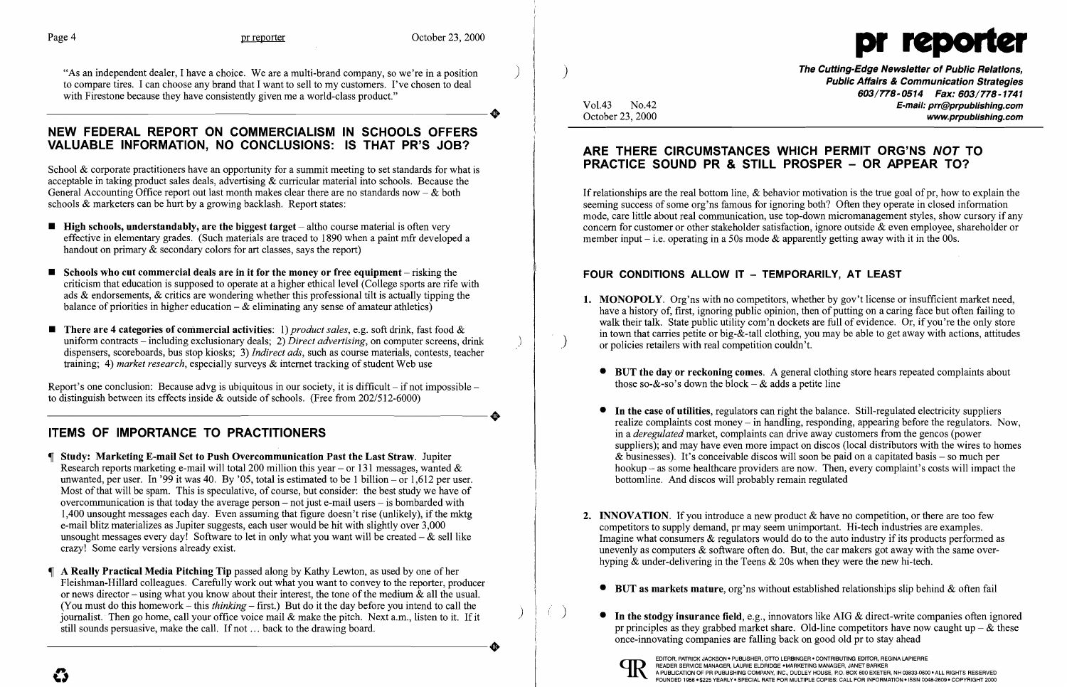"As an independent dealer, I have a choice. We are a multi-brand company, so we're in a position to compare tires. I can choose any brand that I want to sell to my customers. I've chosen to deal with Firestone because they have consistently given me a world-class product."

## NEW FEDERAL REPORT ON COMMERCIALISM IN SCHOOLS OFFERS VALUABLE INFORMATION, NO CONCLUSIONS: IS THAT PR'S JOB?

School & corporate practitioners have an opportunity for a summit meeting to set standards for what is acceptable in taking product sales deals, advertising & curricular material into schools. Because the General Accounting Office report out last month makes clear there are no standards now – & both schools & marketers can be hurt by a growing backlash. Report states:

- **High schools, understandably, are the biggest target** – altho course material is often very effective in elementary grades. (Such materials are traced to 1890 when a paint mfr developed a handout on primary & secondary colors for art classes, says the report)
- **Schools who cut commercial deals are in it for the money or free equipment** – risking the criticism that education is supposed to operate at a higher ethical level (College sports are rife with ads & endorsements, & critics are wondering whether this professional tilt is actually tipping the balance of priorities in higher education – & eliminating any sense of amateur athletics)
- **There are 4 categories of commercial activities**: 1) *product sales*, e.g. soft drink, fast food & uniform contracts – including exclusionary deals; 2) *Direct advertising*, on computer screens, drink dispensers, scoreboards, bus stop kiosks; 3) *Indirect ads*, such as course materials, contests, teacher training; 4) *market research*, especially surveys & internet tracking of student Web use

Report's one conclusion: Because advg is ubiquitous in our society, it is difficult – if not impossible – to distinguish between its effects inside & outside of schools. (Free from 202/512-6000)

## ITEMS OF IMPORTANCE TO PRACTITIONERS

¶ **Study: Marketing E-mail Set to Push Overcommunication Past the Last Straw.** Jupiter Research reports marketing e-mail will total 200 million this year – or 131 messages, wanted & unwanted, per user. In '99 it was 40. By '05, total is estimated to be 1 billion – or 1,612 per user. Most of that will be spam. This is speculative, of course, but consider: the best study we have of overcommunication is that today the average person – not just e-mail users – is bombarded with 1,400 unsought messages each day. Even assuming that figure doesn't rise (unlikely), if the mktg e-mail blitz materializes as Jupiter suggests, each user would be hit with slightly over 3,000 unsought messages every day! Software to let in only what you want will be created – & sell like crazy! Some early versions already exist.

¶ **A Really Practical Media Pitching Tip** passed along by Kathy Lewton, as used by one of her Fleishman-Hillard colleagues. Carefully work out what you want to convey to the reporter, producer or news director – using what you know about their interest, the tone of the medium & all the usual. (You must do this homework – this *thinking* – first.) But do it the day before you intend to call the journalist. Then go home, call your office voice mail & make the pitch. Next a.m., listen to it. If it still sounds persuasive, make the call. If not ... back to the drawing board.

# pr reporter

**The Cutting-Edge Newsletter of Public Relations, Public Affairs & Communication Strategies**
603/778-0514 Fax: 603/778-1741
E-mail: prr@prpublishing.com
www.prpublishing.com

Vol.43 No.42
October 23, 2000

## ARE THERE CIRCUMSTANCES WHICH PERMIT ORG'NS *NOT* TO PRACTICE SOUND PR & STILL PROSPER – OR APPEAR TO?

If relationships are the real bottom line, & behavior motivation is the true goal of pr, how to explain the seeming success of some org'ns famous for ignoring both? Often they operate in closed information mode, care little about real communication, use top-down micromanagement styles, show cursory if any concern for customer or other stakeholder satisfaction, ignore outside & even employee, shareholder or member input – i.e. operating in a 50s mode & apparently getting away with it in the 00s.

### FOUR CONDITIONS ALLOW IT – TEMPORARILY, AT LEAST

1. **MONOPOLY**. Org'ns with no competitors, whether by gov't license or insufficient market need, have a history of, first, ignoring public opinion, then of putting on a caring face but often failing to walk their talk. State public utility com'n dockets are full of evidence. Or, if you're the only store in town that carries petite or big-&-tall clothing, you may be able to get away with actions, attitudes or policies retailers with real competition couldn't.

   - **BUT the day or reckoning comes**. A general clothing store hears repeated complaints about those so-&-so's down the block – & adds a petite line
   - **In the case of utilities**, regulators can right the balance. Still-regulated electricity suppliers realize complaints cost money – in handling, responding, appearing before the regulators. Now, in a *deregulated* market, complaints can drive away customers from the gencos (power suppliers); and may have even more impact on discos (local distributors with the wires to homes & businesses). It's conceivable discos will soon be paid on a capitated basis – so much per hookup – as some healthcare providers are now. Then, every complaint's costs will impact the bottomline. And discos will probably remain regulated

2. **INNOVATION**. If you introduce a new product & have no competition, or there are too few competitors to supply demand, pr may seem unimportant. Hi-tech industries are examples. Imagine what consumers & regulators would do to the auto industry if its products performed as unevenly as computers & software often do. But, the car makers got away with the same over-hyping & under-delivering in the Teens & 20s when they were the new hi-tech.

   - **BUT as markets mature**, org'ns without established relationships slip behind & often fail
   - **In the stodgy insurance field**, e.g., innovators like AIG & direct-write companies often ignored pr principles as they grabbed market share. Old-line competitors have now caught up – & these once-innovating companies are falling back on good old pr to stay ahead

EDITOR, PATRICK JACKSON • PUBLISHER, OTTO LERBINGER • CONTRIBUTING EDITOR, REGINA LAPIERRE
READER SERVICE MANAGER, LAURIE ELDRIDGE • MARKETING MANAGER, JANET BARKER
A PUBLICATION OF PR PUBLISHING COMPANY, INC., DUDLEY HOUSE, P.O. BOX 600 EXETER, NH 03833-0600 • ALL RIGHTS RESERVED
FOUNDED 1958 • $225 YEARLY • SPECIAL RATE FOR MULTIPLE COPIES: CALL FOR INFORMATION • ISSN 0048-2609 • COPYRIGHT 2000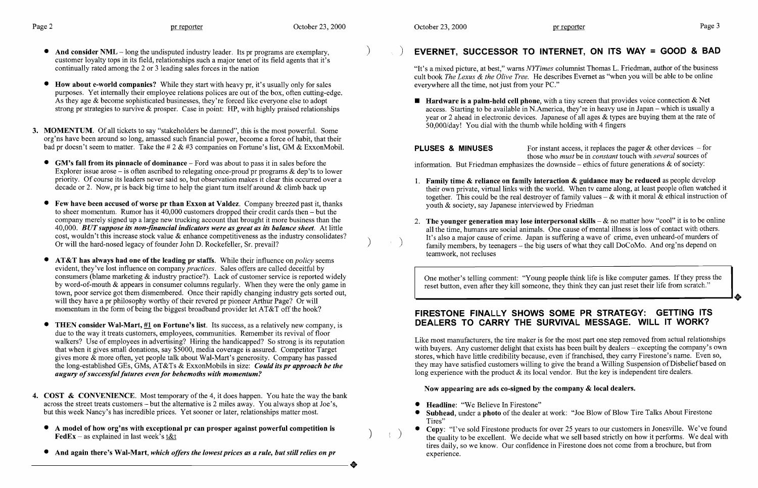- **And consider NML** – long the undisputed industry leader. Its pr programs are exemplary, customer loyalty tops in its field, relationships such a major tenet of its field agents that it's continually rated among the 2 or 3 leading sales forces in the nation

- **How about e-world companies?** While they start with heavy pr, it's usually only for sales purposes. Yet internally their employee relations polices are out of the box, often cutting-edge. As they age & become sophisticated businesses, they're forced like everyone else to adopt strong pr strategies to survive & prosper. Case in point: HP, with highly praised relationships

3. **MOMENTUM**. Of all tickets to say "stakeholders be damned", this is the most powerful. Some org'ns have been around so long, amassed such financial power, become a force of habit, that their bad pr doesn't seem to matter. Take the # 2 & #3 companies on Fortune's list, GM & ExxonMobil.

   - **GM's fall from its pinnacle of dominance** – Ford was about to pass it in sales before the Explorer issue arose – is often ascribed to relegating once-proud pr programs & dep'ts to lower priority. Of course its leaders never said so, but observation makes it clear this occurred over a decade or 2. Now, pr is back big time to help the giant turn itself around & climb back up

   - **Few have been accused of worse pr than Exxon at Valdez**. Company breezed past it, thanks to sheer momentum. Rumor has it 40,000 customers dropped their credit cards then – but the company merely signed up a large new trucking account that brought it more business than the 40,000. ***BUT suppose its non-financial indicators were as great as its balance sheet***. At little cost, wouldn't this increase stock value & enhance competitiveness as the industry consolidates? Or will the hard-nosed legacy of founder John D. Rockefeller, Sr. prevail?

   - **AT&T has always had one of the leading pr staffs**. While their influence on *policy* seems evident, they've lost influence on company *practices*. Sales offers are called deceitful by consumers (blame marketing & industry practice?). Lack of customer service is reported widely by word-of-mouth & appears in consumer columns regularly. When they were the only game in town, poor service got them dismembered. Once their rapidly changing industry gets sorted out, will they have a pr philosophy worthy of their revered pr pioneer Arthur Page? Or will momentum in the form of being the biggest broadband provider let AT&T off the hook?

   - **THEN consider Wal-Mart, #1 on Fortune's list**. Its success, as a relatively new company, is due to the way it treats customers, employees, communities. Remember its revival of floor walkers? Use of employees in advertising? Hiring the handicapped? So strong is its reputation that when it gives small donations, say $5000, media coverage is assured. Competitor Target gives more & more often, yet people talk about Wal-Mart's generosity. Company has passed the long-established GEs, GMs, AT&Ts & ExxonMobils in size: ***Could its pr approach be the augury of successful futures even for behemoths with momentum?***

4. **COST & CONVENIENCE**. Most temporary of the 4, it does happen. You hate the way the bank across the street treats customers – but the alternative is 2 miles away. You always shop at Joe's, but this week Nancy's has incredible prices. Yet sooner or later, relationships matter most.

   - **A model of how org'ns with exceptional pr can prosper against powerful competition is FedEx** – as explained in last week's t&t

   - **And again there's Wal-Mart**, ***which offers the lowest prices as a rule, but still relies on pr***

## EVERNET, SUCCESSOR TO INTERNET, ON ITS WAY = GOOD & BAD

"It's a mixed picture, at best," warns *NYTimes* columnist Thomas L. Friedman, author of the business cult book *The Lexus & the Olive Tree*. He describes Evernet as "when you will be able to be online everywhere all the time, not just from your PC."

- **Hardware is a palm-held cell phone**, with a tiny screen that provides voice connection & Net access. Starting to be available in N.America, they're in heavy use in Japan – which is usually a year or 2 ahead in electronic devices. Japanese of all ages & types are buying them at the rate of 50,000/day! You dial with the thumb while holding with 4 fingers

**PLUSES & MINUSES** For instant access, it replaces the pager & other devices – for those who *must* be in *constant* touch with *several* sources of information. But Friedman emphasizes the downside – ethics of future generations & of society:

1. **Family time & reliance on family interaction & guidance may be reduced** as people develop their own private, virtual links with the world. When tv came along, at least people often watched it together. This could be the real destroyer of family values – & with it moral & ethical instruction of youth & society, say Japanese interviewed by Friedman

2. **The younger generation may lose interpersonal skills** – & no matter how "cool" it is to be online all the time, humans are social animals. One cause of mental illness is loss of contact with others. It's also a major cause of crime. Japan is suffering a wave of crime, even unheard-of murders of family members, by teenagers – the big users of what they call DoCoMo. And org'ns depend on teamwork, not recluses

> One mother's telling comment: "Young people think life is like computer games. If they press the reset button, even after they kill someone, they think they can just reset their life from scratch."

## FIRESTONE FINALLY SHOWS SOME PR STRATEGY: GETTING ITS DEALERS TO CARRY THE SURVIVAL MESSAGE. WILL IT WORK?

Like most manufacturers, the tire maker is for the most part one step removed from actual relationships with buyers. Any customer delight that exists has been built by dealers – excepting the company's own stores, which have little credibility because, even if franchised, they carry Firestone's name. Even so, they may have satisfied customers willing to give the brand a Willing Suspension of Disbelief based on long experience with the product & its local vendor. But the key is independent tire dealers.

**Now appearing are ads co-signed by the company & local dealers.**

- **Headline**: "We Believe In Firestone"
- **Subhead**, under a **photo** of the dealer at work: "Joe Blow of Blow Tire Talks About Firestone Tires"
- **Copy**: "I've sold Firestone products for over 25 years to our customers in Jonesville. We've found the quality to be excellent. We decide what we sell based strictly on how it performs. We deal with tires daily, so we know. Our confidence in Firestone does not come from a brochure, but from experience.